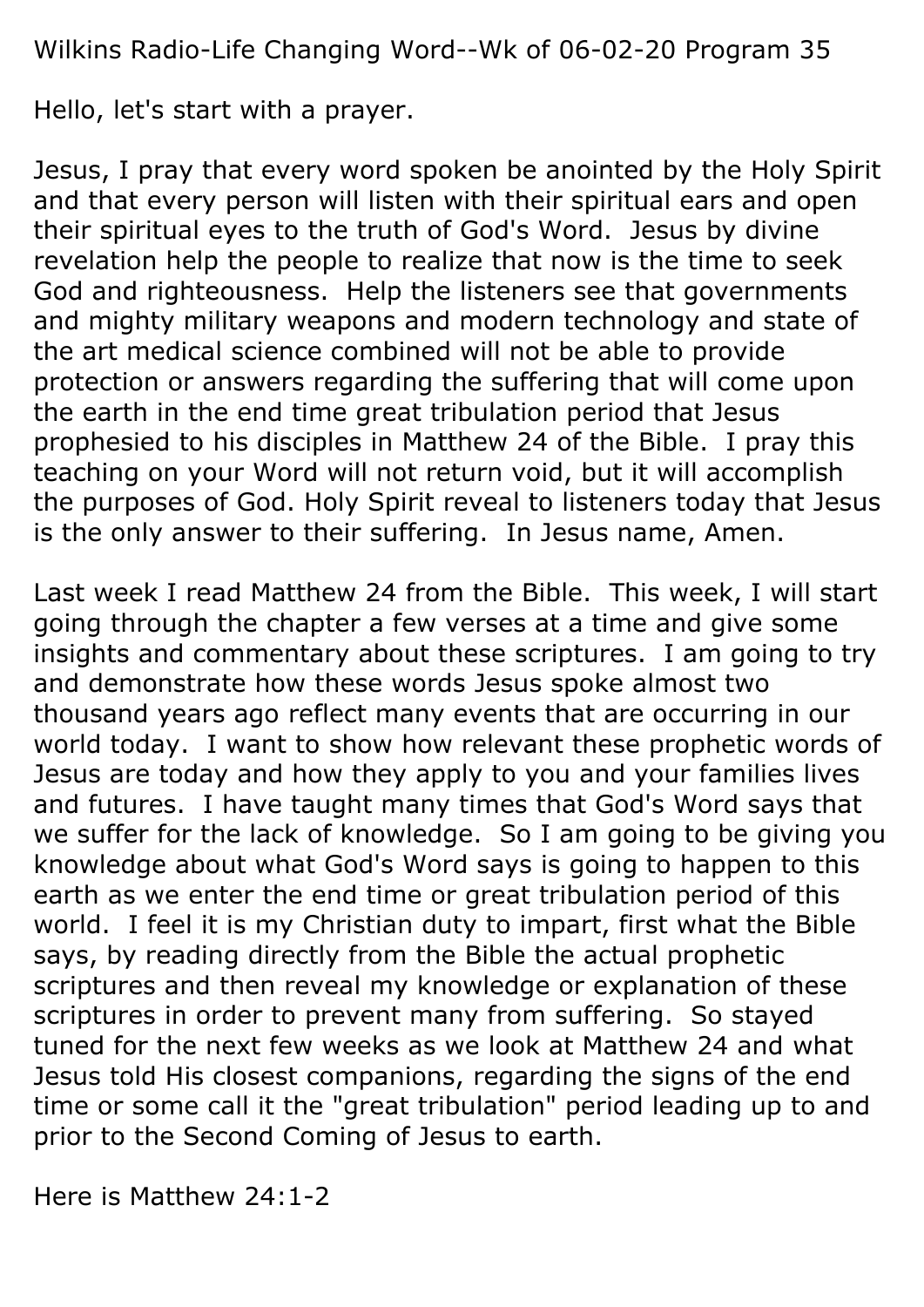Wilkins Radio-Life Changing Word--Wk of 06-02-20 Program 35

Hello, let's start with a prayer.

Jesus, I pray that every word spoken be anointed by the Holy Spirit and that every person will listen with their spiritual ears and open their spiritual eyes to the truth of God's Word. Jesus by divine revelation help the people to realize that now is the time to seek God and righteousness. Help the listeners see that governments and mighty military weapons and modern technology and state of the art medical science combined will not be able to provide protection or answers regarding the suffering that will come upon the earth in the end time great tribulation period that Jesus prophesied to his disciples in Matthew 24 of the Bible. I pray this teaching on your Word will not return void, but it will accomplish the purposes of God. Holy Spirit reveal to listeners today that Jesus is the only answer to their suffering. In Jesus name, Amen.

Last week I read Matthew 24 from the Bible. This week, I will start going through the chapter a few verses at a time and give some insights and commentary about these scriptures. I am going to try and demonstrate how these words Jesus spoke almost two thousand years ago reflect many events that are occurring in our world today. I want to show how relevant these prophetic words of Jesus are today and how they apply to you and your families lives and futures. I have taught many times that God's Word says that we suffer for the lack of knowledge. So I am going to be giving you knowledge about what God's Word says is going to happen to this earth as we enter the end time or great tribulation period of this world. I feel it is my Christian duty to impart, first what the Bible says, by reading directly from the Bible the actual prophetic scriptures and then reveal my knowledge or explanation of these scriptures in order to prevent many from suffering. So stayed tuned for the next few weeks as we look at Matthew 24 and what Jesus told His closest companions, regarding the signs of the end time or some call it the "great tribulation" period leading up to and prior to the Second Coming of Jesus to earth.

Here is Matthew 24:1-2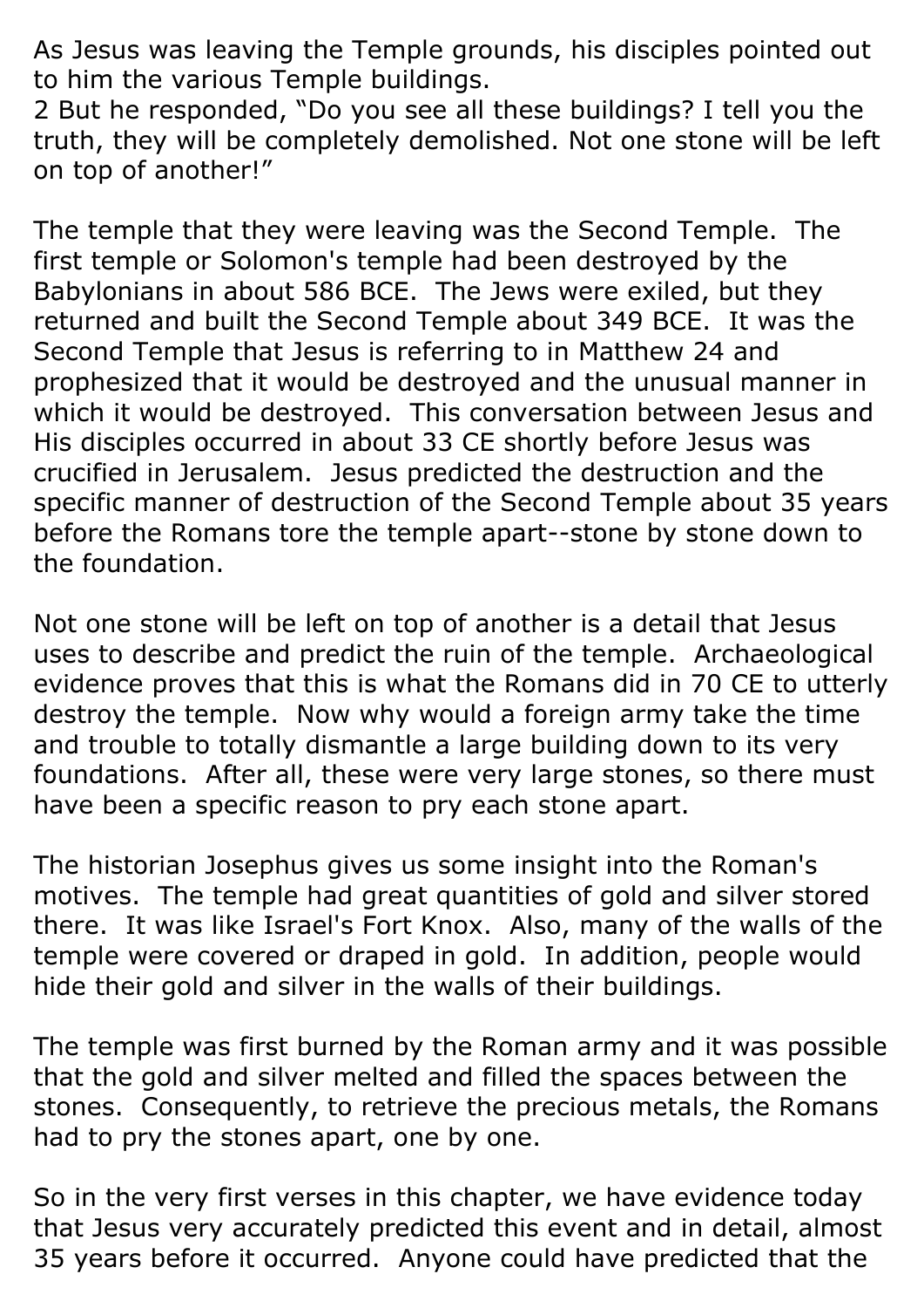As Jesus was leaving the Temple grounds, his disciples pointed out to him the various Temple buildings.
2 But he responded, “Do you see all these buildings? I tell you the truth, they will be completely demolished. Not one stone will be left on top of another!”

The temple that they were leaving was the Second Temple. The first temple or Solomon's temple had been destroyed by the Babylonians in about 586 BCE. The Jews were exiled, but they returned and built the Second Temple about 349 BCE. It was the Second Temple that Jesus is referring to in Matthew 24 and prophesized that it would be destroyed and the unusual manner in which it would be destroyed. This conversation between Jesus and His disciples occurred in about 33 CE shortly before Jesus was crucified in Jerusalem. Jesus predicted the destruction and the specific manner of destruction of the Second Temple about 35 years before the Romans tore the temple apart--stone by stone down to the foundation.

Not one stone will be left on top of another is a detail that Jesus uses to describe and predict the ruin of the temple. Archaeological evidence proves that this is what the Romans did in 70 CE to utterly destroy the temple. Now why would a foreign army take the time and trouble to totally dismantle a large building down to its very foundations. After all, these were very large stones, so there must have been a specific reason to pry each stone apart.

The historian Josephus gives us some insight into the Roman's motives. The temple had great quantities of gold and silver stored there. It was like Israel's Fort Knox. Also, many of the walls of the temple were covered or draped in gold. In addition, people would hide their gold and silver in the walls of their buildings.

The temple was first burned by the Roman army and it was possible that the gold and silver melted and filled the spaces between the stones. Consequently, to retrieve the precious metals, the Romans had to pry the stones apart, one by one.

So in the very first verses in this chapter, we have evidence today that Jesus very accurately predicted this event and in detail, almost 35 years before it occurred. Anyone could have predicted that the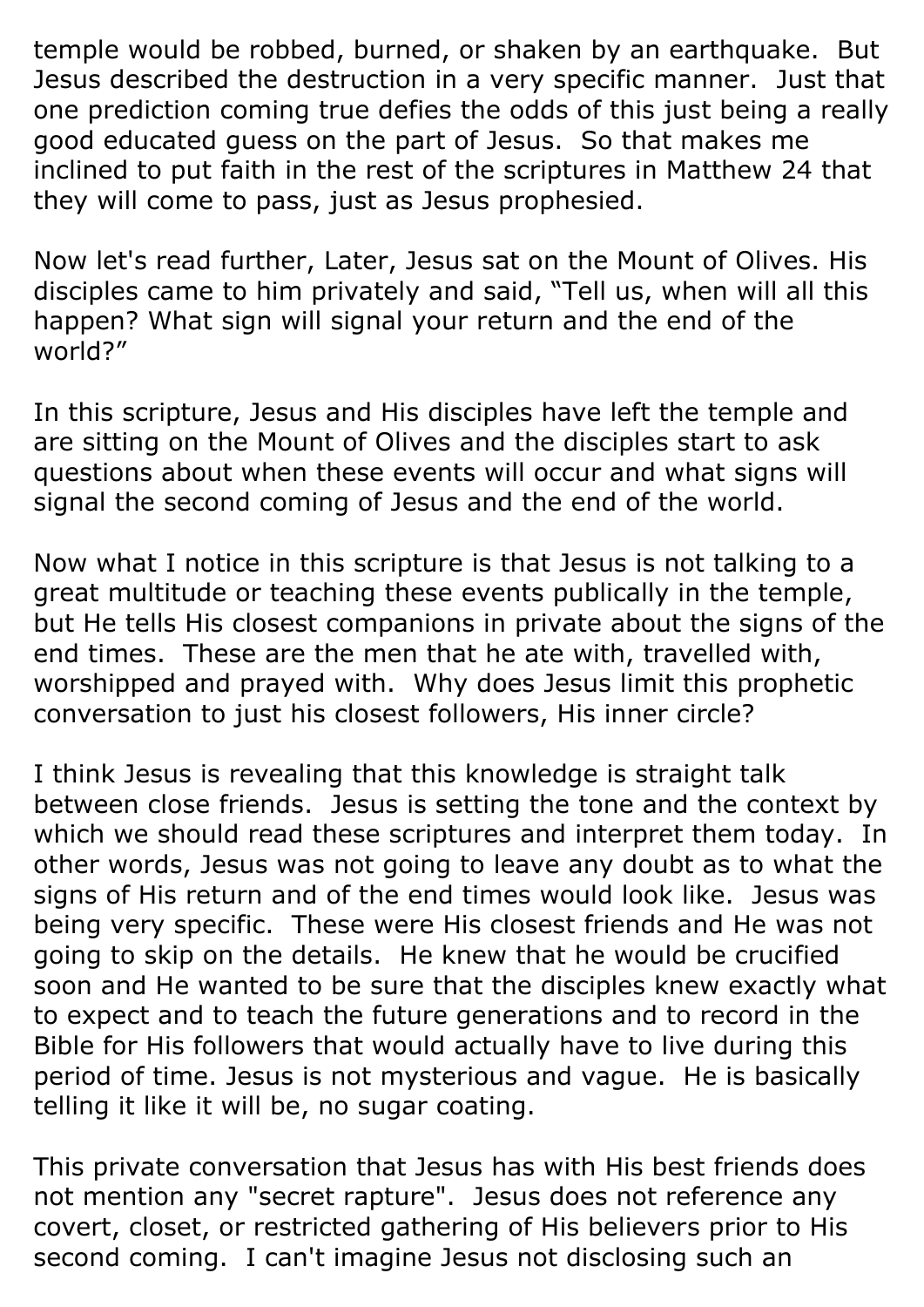temple would be robbed, burned, or shaken by an earthquake. But Jesus described the destruction in a very specific manner. Just that one prediction coming true defies the odds of this just being a really good educated guess on the part of Jesus. So that makes me inclined to put faith in the rest of the scriptures in Matthew 24 that they will come to pass, just as Jesus prophesied.

Now let's read further, Later, Jesus sat on the Mount of Olives. His disciples came to him privately and said, “Tell us, when will all this happen? What sign will signal your return and the end of the world?”

In this scripture, Jesus and His disciples have left the temple and are sitting on the Mount of Olives and the disciples start to ask questions about when these events will occur and what signs will signal the second coming of Jesus and the end of the world.

Now what I notice in this scripture is that Jesus is not talking to a great multitude or teaching these events publically in the temple, but He tells His closest companions in private about the signs of the end times. These are the men that he ate with, travelled with, worshipped and prayed with. Why does Jesus limit this prophetic conversation to just his closest followers, His inner circle?

I think Jesus is revealing that this knowledge is straight talk between close friends. Jesus is setting the tone and the context by which we should read these scriptures and interpret them today. In other words, Jesus was not going to leave any doubt as to what the signs of His return and of the end times would look like. Jesus was being very specific. These were His closest friends and He was not going to skip on the details. He knew that he would be crucified soon and He wanted to be sure that the disciples knew exactly what to expect and to teach the future generations and to record in the Bible for His followers that would actually have to live during this period of time. Jesus is not mysterious and vague. He is basically telling it like it will be, no sugar coating.

This private conversation that Jesus has with His best friends does not mention any "secret rapture". Jesus does not reference any covert, closet, or restricted gathering of His believers prior to His second coming. I can't imagine Jesus not disclosing such an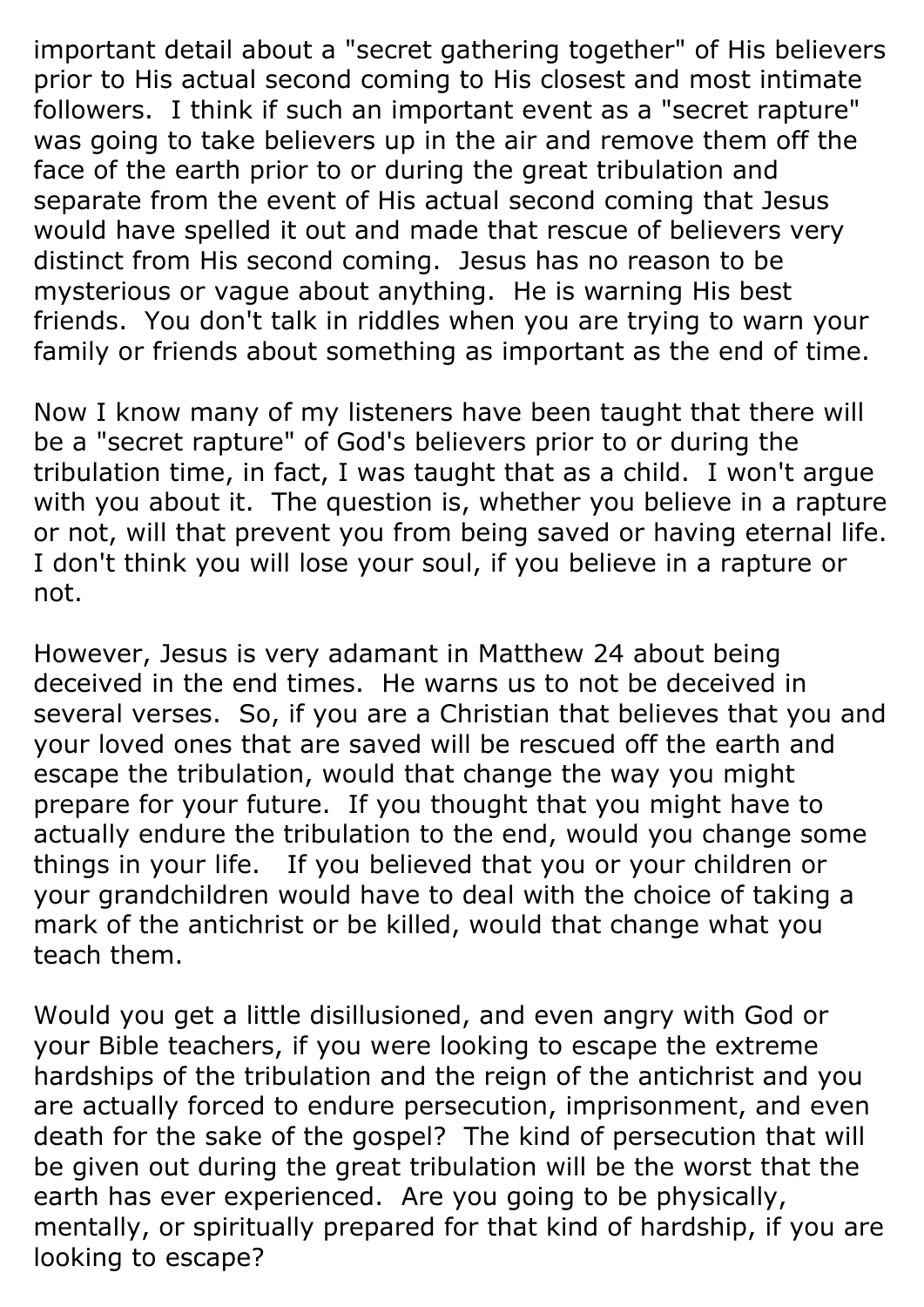important detail about a "secret gathering together" of His believers prior to His actual second coming to His closest and most intimate followers. I think if such an important event as a "secret rapture" was going to take believers up in the air and remove them off the face of the earth prior to or during the great tribulation and separate from the event of His actual second coming that Jesus would have spelled it out and made that rescue of believers very distinct from His second coming. Jesus has no reason to be mysterious or vague about anything. He is warning His best friends. You don't talk in riddles when you are trying to warn your family or friends about something as important as the end of time.

Now I know many of my listeners have been taught that there will be a "secret rapture" of God's believers prior to or during the tribulation time, in fact, I was taught that as a child. I won't argue with you about it. The question is, whether you believe in a rapture or not, will that prevent you from being saved or having eternal life. I don't think you will lose your soul, if you believe in a rapture or not.

However, Jesus is very adamant in Matthew 24 about being deceived in the end times. He warns us to not be deceived in several verses. So, if you are a Christian that believes that you and your loved ones that are saved will be rescued off the earth and escape the tribulation, would that change the way you might prepare for your future. If you thought that you might have to actually endure the tribulation to the end, would you change some things in your life. If you believed that you or your children or your grandchildren would have to deal with the choice of taking a mark of the antichrist or be killed, would that change what you teach them.

Would you get a little disillusioned, and even angry with God or your Bible teachers, if you were looking to escape the extreme hardships of the tribulation and the reign of the antichrist and you are actually forced to endure persecution, imprisonment, and even death for the sake of the gospel? The kind of persecution that will be given out during the great tribulation will be the worst that the earth has ever experienced. Are you going to be physically, mentally, or spiritually prepared for that kind of hardship, if you are looking to escape?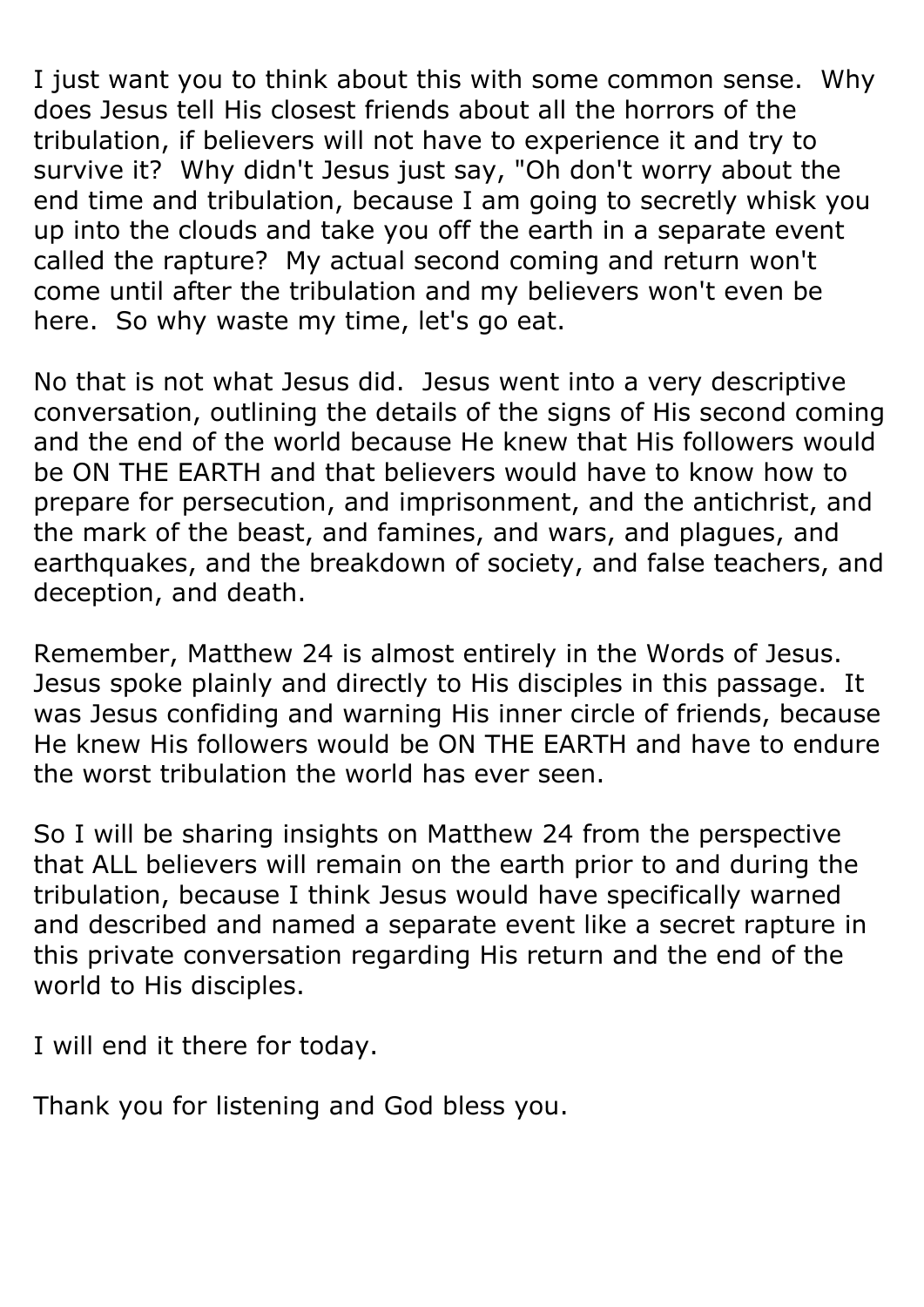I just want you to think about this with some common sense.  Why does Jesus tell His closest friends about all the horrors of the tribulation, if believers will not have to experience it and try to survive it?  Why didn't Jesus just say, "Oh don't worry about the end time and tribulation, because I am going to secretly whisk you up into the clouds and take you off the earth in a separate event called the rapture?  My actual second coming and return won't come until after the tribulation and my believers won't even be here.  So why waste my time, let's go eat.

No that is not what Jesus did.  Jesus went into a very descriptive conversation, outlining the details of the signs of His second coming and the end of the world because He knew that His followers would be ON THE EARTH and that believers would have to know how to prepare for persecution, and imprisonment, and the antichrist, and the mark of the beast, and famines, and wars, and plagues, and earthquakes, and the breakdown of society, and false teachers, and deception, and death.

Remember, Matthew 24 is almost entirely in the Words of Jesus.  Jesus spoke plainly and directly to His disciples in this passage.  It was Jesus confiding and warning His inner circle of friends, because He knew His followers would be ON THE EARTH and have to endure the worst tribulation the world has ever seen.

So I will be sharing insights on Matthew 24 from the perspective that ALL believers will remain on the earth prior to and during the tribulation, because I think Jesus would have specifically warned and described and named a separate event like a secret rapture in this private conversation regarding His return and the end of the world to His disciples.

I will end it there for today.

Thank you for listening and God bless you.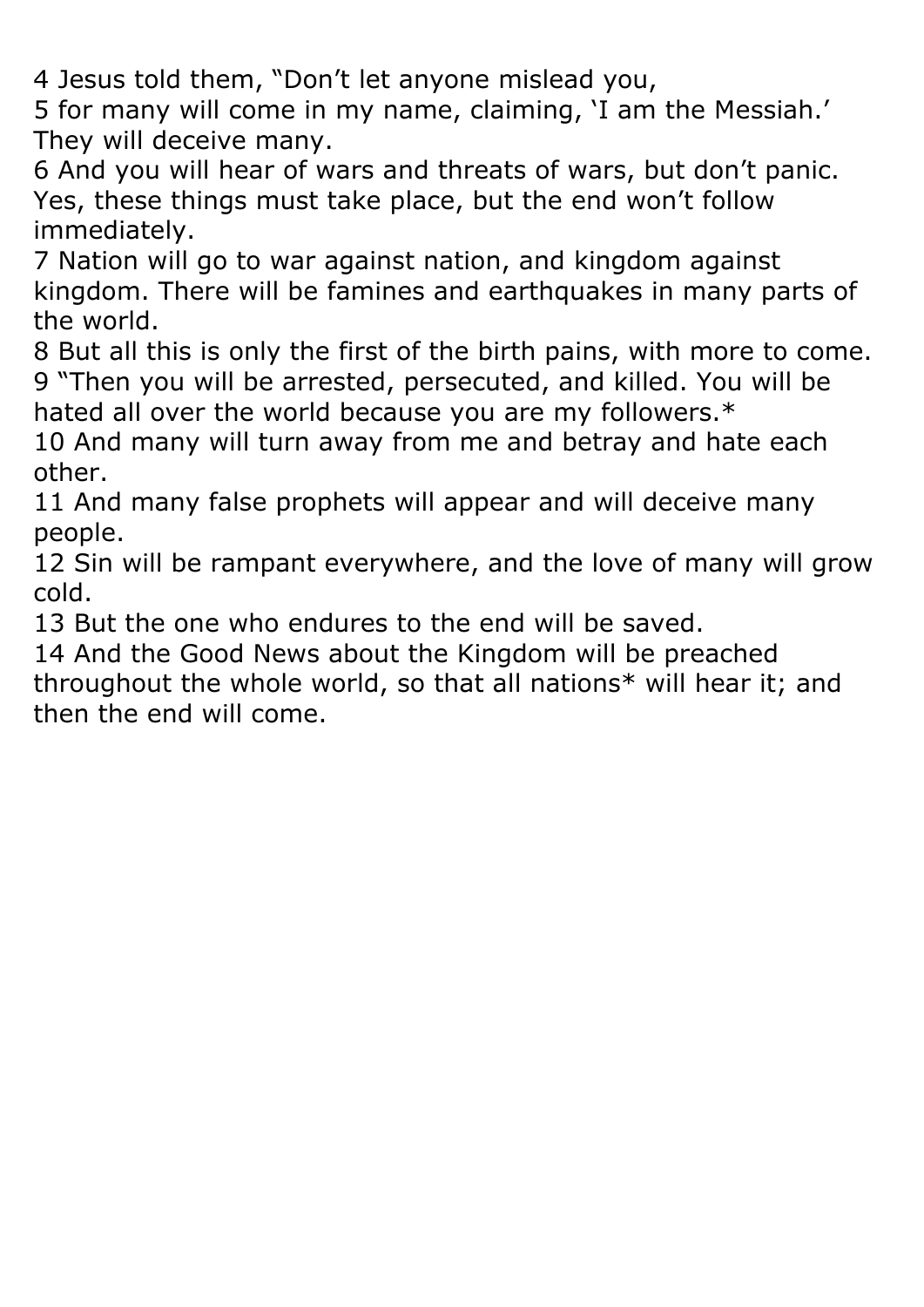4 Jesus told them, "Don't let anyone mislead you,
5 for many will come in my name, claiming, 'I am the Messiah.' They will deceive many.
6 And you will hear of wars and threats of wars, but don't panic. Yes, these things must take place, but the end won't follow immediately.
7 Nation will go to war against nation, and kingdom against kingdom. There will be famines and earthquakes in many parts of the world.
8 But all this is only the first of the birth pains, with more to come.
9 "Then you will be arrested, persecuted, and killed. You will be hated all over the world because you are my followers.*
10 And many will turn away from me and betray and hate each other.
11 And many false prophets will appear and will deceive many people.
12 Sin will be rampant everywhere, and the love of many will grow cold.
13 But the one who endures to the end will be saved.
14 And the Good News about the Kingdom will be preached throughout the whole world, so that all nations* will hear it; and then the end will come.